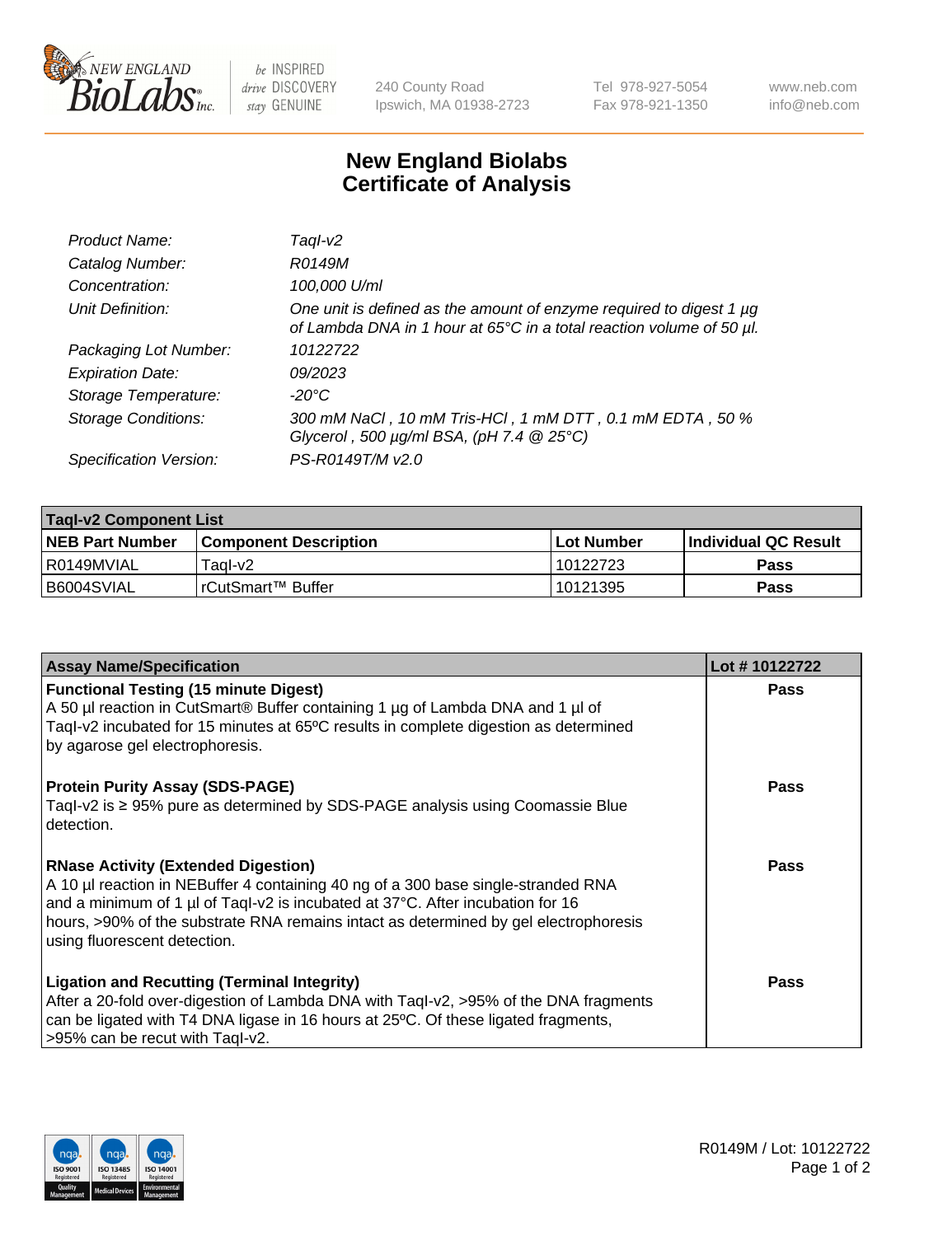# New England Biolabs
## Certificate of Analysis

| | |
|---|---|
| *Product Name:* | *TaqI-v2* |
| *Catalog Number:* | *R0149M* |
| *Concentration:* | *100,000 U/ml* |
| *Unit Definition:* | *One unit is defined as the amount of enzyme required to digest 1 µg of Lambda DNA in 1 hour at 65°C in a total reaction volume of 50 µl.* |
| *Packaging Lot Number:* | *10122722* |
| *Expiration Date:* | *09/2023* |
| *Storage Temperature:* | *-20°C* |
| *Storage Conditions:* | *300 mM NaCl , 10 mM Tris-HCl , 1 mM DTT , 0.1 mM EDTA , 50 % Glycerol , 500 µg/ml BSA, (pH 7.4 @ 25°C)* |
| *Specification Version:* | *PS-R0149T/M v2.0* |

| **TaqI-v2 Component List** | | | |
|---|---|---|---|
| **NEB Part Number** | **Component Description** | **Lot Number** | **Individual QC Result** |
| R0149MVIAL | TaqI-v2 | 10122723 | **Pass** |
| B6004SVIAL | rCutSmart™ Buffer | 10121395 | **Pass** |

| **Assay Name/Specification** | **Lot # 10122722** |
|---|---|
| **Functional Testing (15 minute Digest)** A 50 µl reaction in CutSmart® Buffer containing 1 µg of Lambda DNA and 1 µl of TaqI-v2 incubated for 15 minutes at 65ºC results in complete digestion as determined by agarose gel electrophoresis. | **Pass** |
| **Protein Purity Assay (SDS-PAGE)** TaqI-v2 is ≥ 95% pure as determined by SDS-PAGE analysis using Coomassie Blue detection. | **Pass** |
| **RNase Activity (Extended Digestion)** A 10 µl reaction in NEBuffer 4 containing 40 ng of a 300 base single-stranded RNA and a minimum of 1 µl of TaqI-v2 is incubated at 37°C. After incubation for 16 hours, >90% of the substrate RNA remains intact as determined by gel electrophoresis using fluorescent detection. | **Pass** |
| **Ligation and Recutting (Terminal Integrity)** After a 20-fold over-digestion of Lambda DNA with TaqI-v2, >95% of the DNA fragments can be ligated with T4 DNA ligase in 16 hours at 25ºC. Of these ligated fragments, >95% can be recut with TaqI-v2. | **Pass** |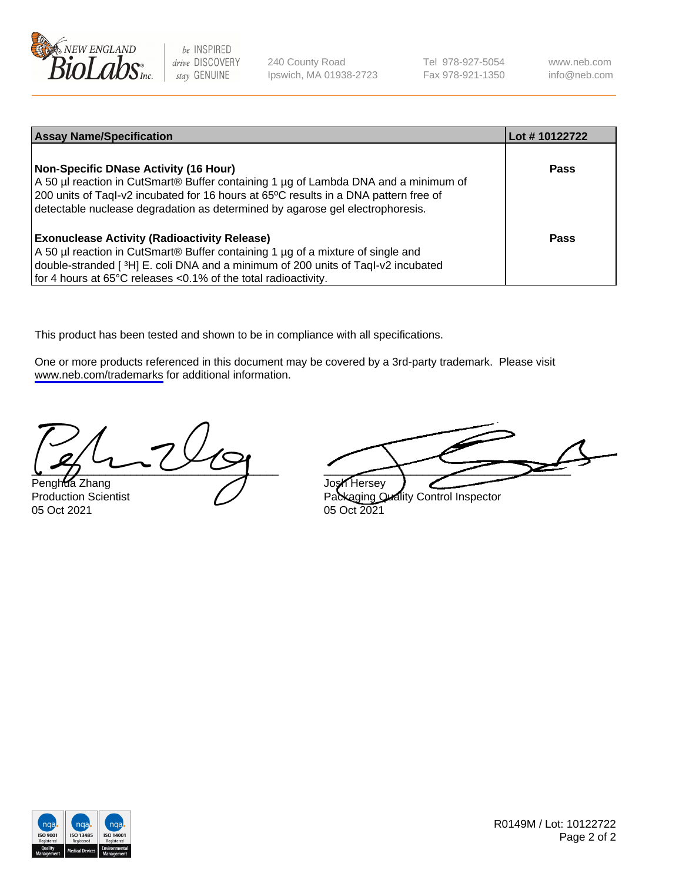| Assay Name/Specification | Lot # 10122722 |
|---|---|
| **Non-Specific DNase Activity (16 Hour)**<br>A 50 µl reaction in CutSmart® Buffer containing 1 µg of Lambda DNA and a minimum of 200 units of TaqI-v2 incubated for 16 hours at 65ºC results in a DNA pattern free of detectable nuclease degradation as determined by agarose gel electrophoresis. | **Pass** |
| **Exonuclease Activity (Radioactivity Release)**<br>A 50 µl reaction in CutSmart® Buffer containing 1 µg of a mixture of single and double-stranded [ $^{3}$H] E. coli DNA and a minimum of 200 units of TaqI-v2 incubated for 4 hours at 65°C releases <0.1% of the total radioactivity. | **Pass** |

This product has been tested and shown to be in compliance with all specifications.

One or more products referenced in this document may be covered by a 3rd-party trademark. Please visit www.neb.com/trademarks for additional information.

Penghua Zhang
Production Scientist
05 Oct 2021

Josh Hersey
Packaging Quality Control Inspector
05 Oct 2021

R0149M / Lot: 10122722